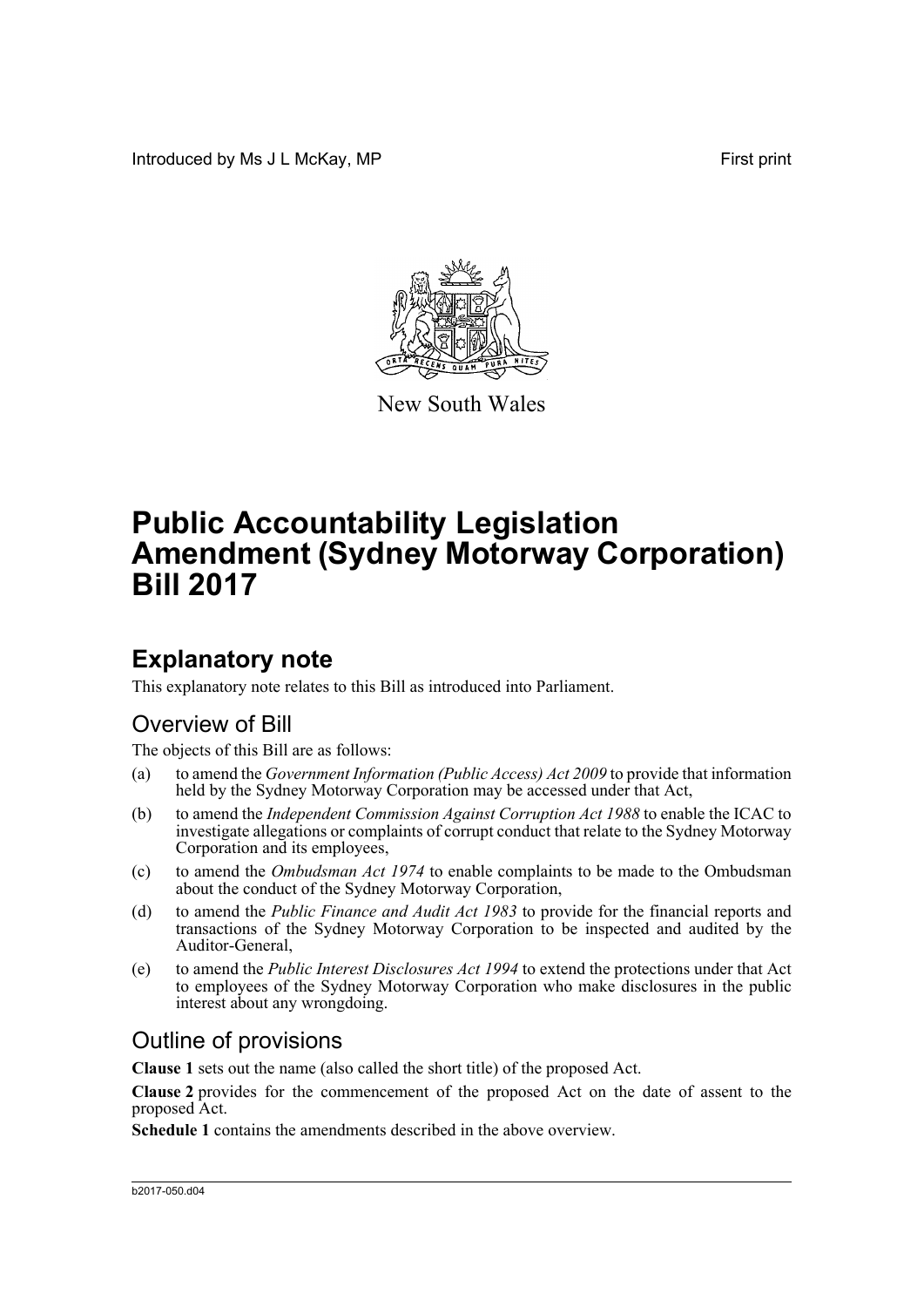Introduced by Ms J L McKay, MP

First print

New South Wales

# Public Accountability Legislation Amendment (Sydney Motorway Corporation) Bill 2017

## Explanatory note

This explanatory note relates to this Bill as introduced into Parliament.

### Overview of Bill

The objects of this Bill are as follows:

(a) to amend the *Government Information (Public Access) Act 2009* to provide that information held by the Sydney Motorway Corporation may be accessed under that Act,

(b) to amend the *Independent Commission Against Corruption Act 1988* to enable the ICAC to investigate allegations or complaints of corrupt conduct that relate to the Sydney Motorway Corporation and its employees,

(c) to amend the *Ombudsman Act 1974* to enable complaints to be made to the Ombudsman about the conduct of the Sydney Motorway Corporation,

(d) to amend the *Public Finance and Audit Act 1983* to provide for the financial reports and transactions of the Sydney Motorway Corporation to be inspected and audited by the Auditor-General,

(e) to amend the *Public Interest Disclosures Act 1994* to extend the protections under that Act to employees of the Sydney Motorway Corporation who make disclosures in the public interest about any wrongdoing.

### Outline of provisions

**Clause 1** sets out the name (also called the short title) of the proposed Act.

**Clause 2** provides for the commencement of the proposed Act on the date of assent to the proposed Act.

**Schedule 1** contains the amendments described in the above overview.

b2017-050.d04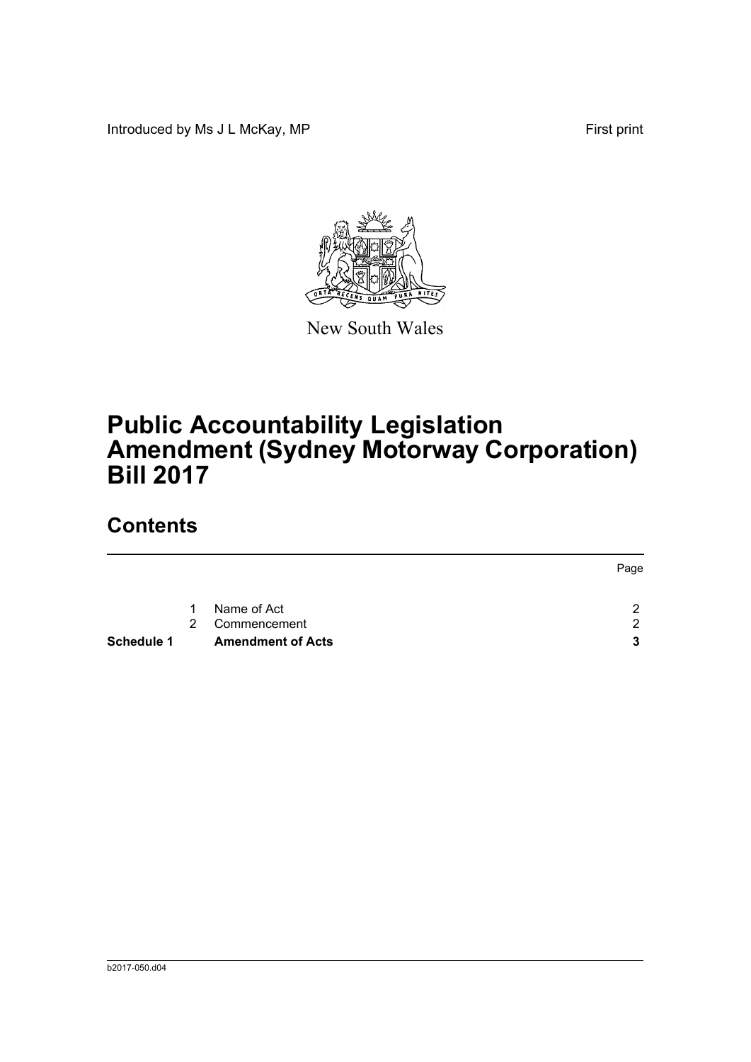Introduced by Ms J L McKay, MP

First print

New South Wales

# Public Accountability Legislation Amendment (Sydney Motorway Corporation) Bill 2017

## Contents

| | | | Page |
|---|---|---|---|
| | 1 | Name of Act | 2 |
| | 2 | Commencement | 2 |
| **Schedule 1** | | **Amendment of Acts** | **3** |

b2017-050.d04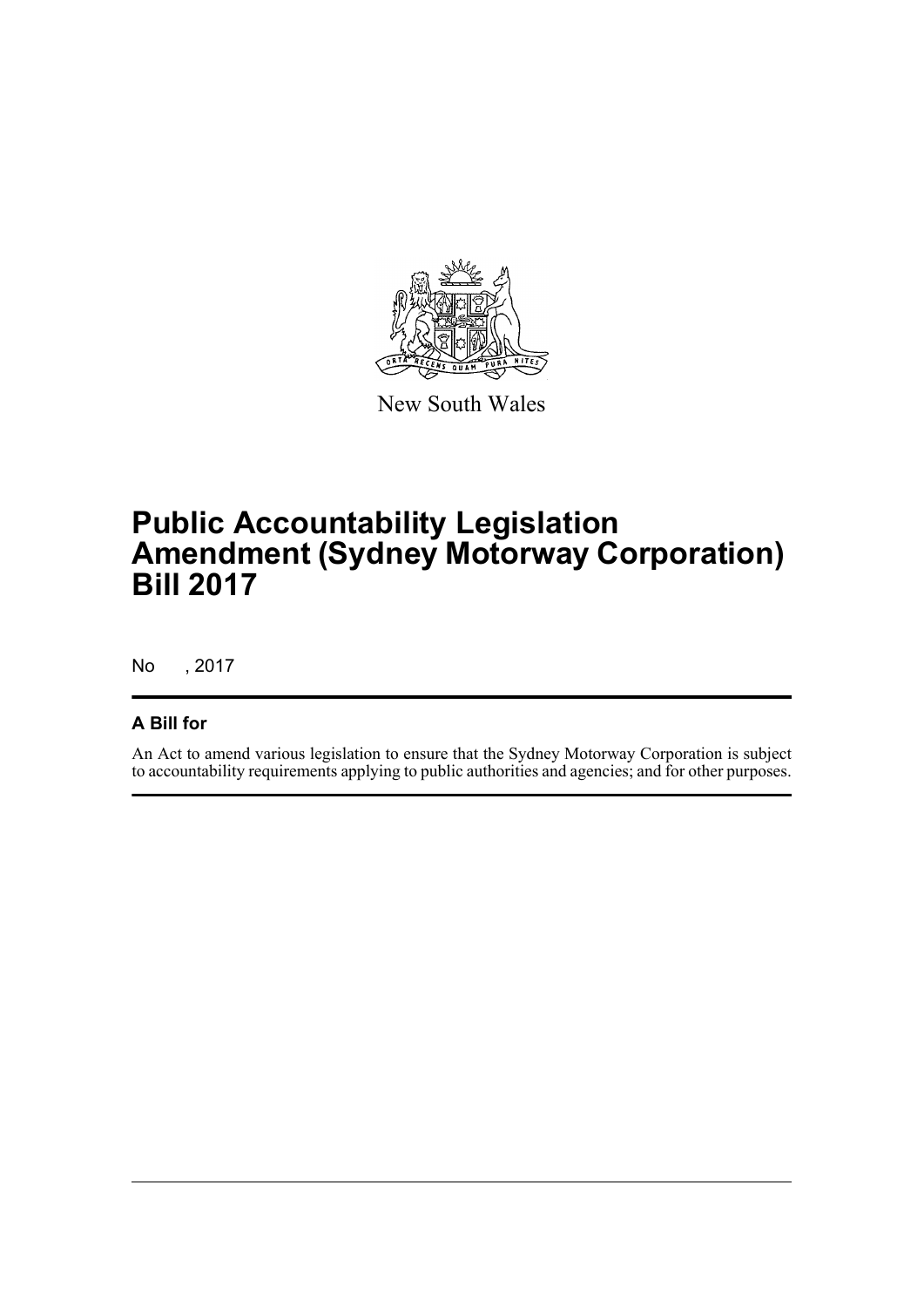New South Wales

# Public Accountability Legislation Amendment (Sydney Motorway Corporation) Bill 2017

No , 2017

## A Bill for

An Act to amend various legislation to ensure that the Sydney Motorway Corporation is subject to accountability requirements applying to public authorities and agencies; and for other purposes.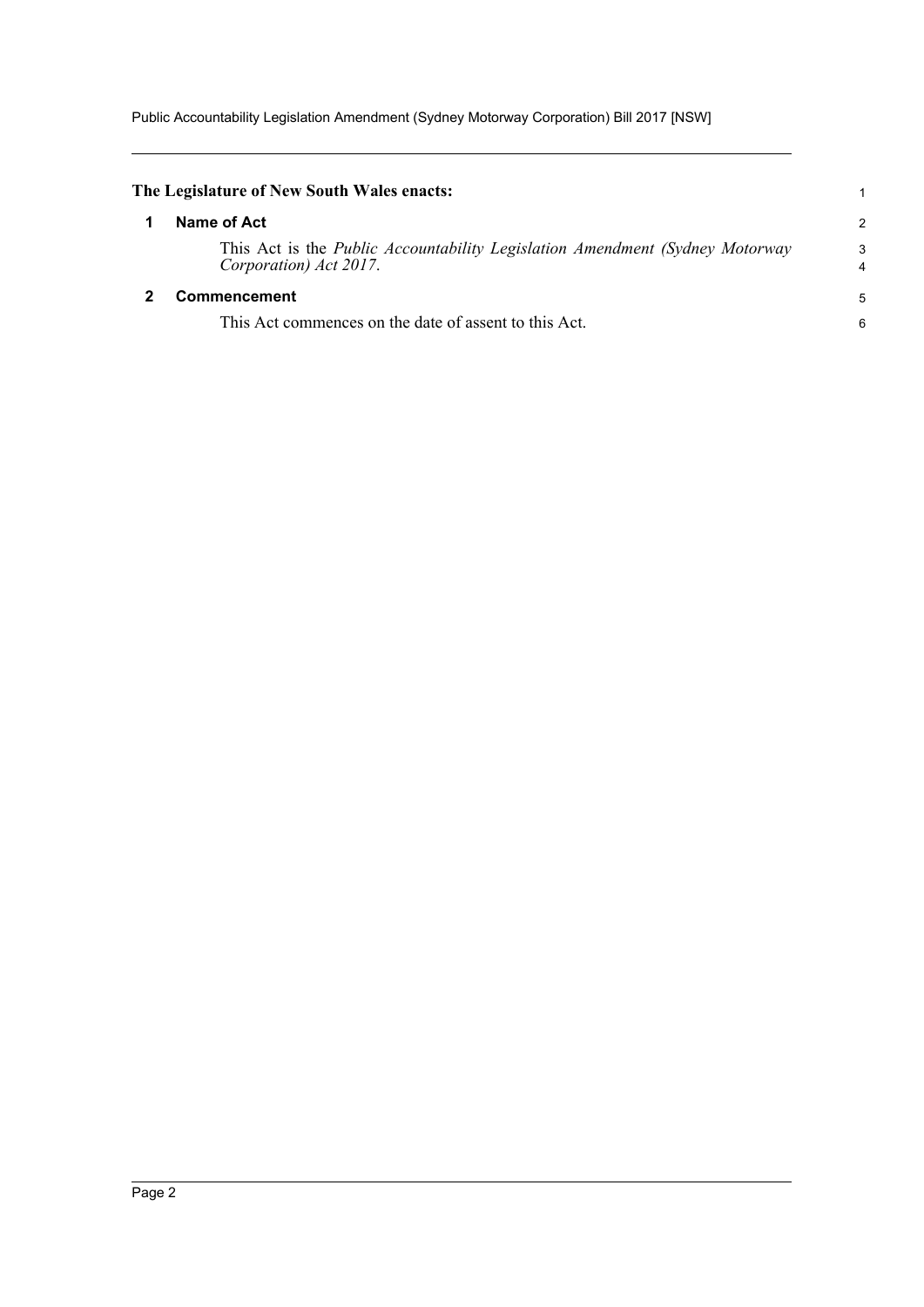**The Legislature of New South Wales enacts:**

## 1 Name of Act

This Act is the *Public Accountability Legislation Amendment (Sydney Motorway Corporation) Act 2017*.

## 2 Commencement

This Act commences on the date of assent to this Act.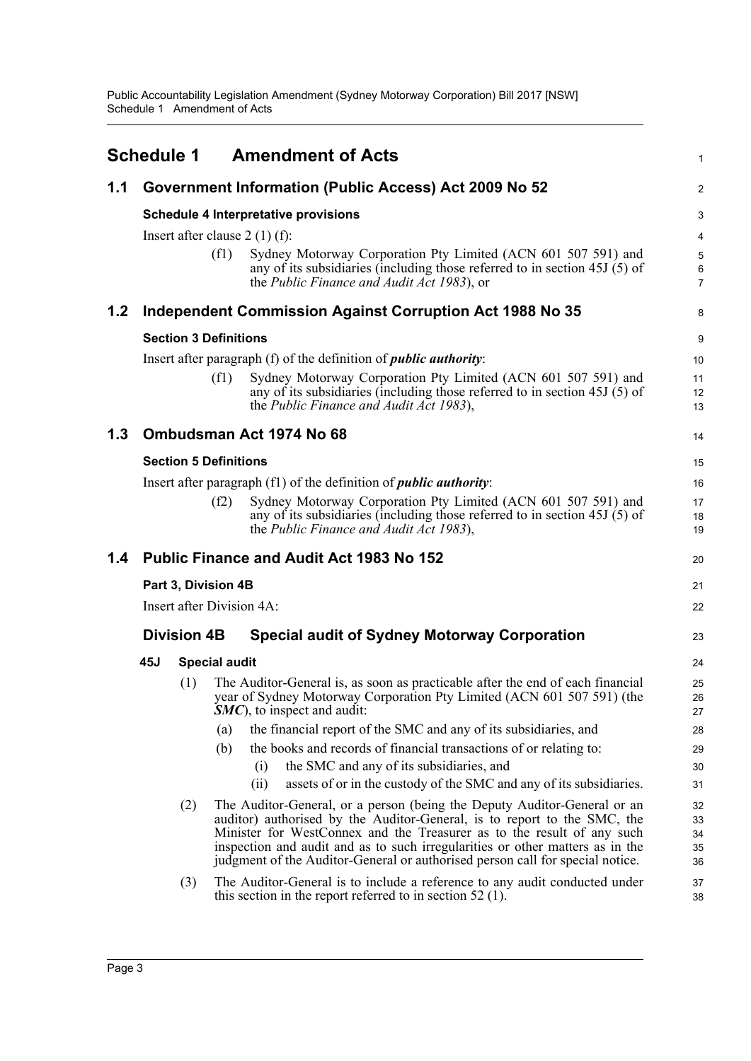# Schedule 1 Amendment of Acts

## 1.1 Government Information (Public Access) Act 2009 No 52

### Schedule 4 Interpretative provisions

Insert after clause 2 (1) (f):

> (f1) Sydney Motorway Corporation Pty Limited (ACN 601 507 591) and any of its subsidiaries (including those referred to in section 45J (5) of the *Public Finance and Audit Act 1983*), or

## 1.2 Independent Commission Against Corruption Act 1988 No 35

### Section 3 Definitions

Insert after paragraph (f) of the definition of ***public authority***:

> (f1) Sydney Motorway Corporation Pty Limited (ACN 601 507 591) and any of its subsidiaries (including those referred to in section 45J (5) of the *Public Finance and Audit Act 1983*),

## 1.3 Ombudsman Act 1974 No 68

### Section 5 Definitions

Insert after paragraph (f1) of the definition of ***public authority***:

> (f2) Sydney Motorway Corporation Pty Limited (ACN 601 507 591) and any of its subsidiaries (including those referred to in section 45J (5) of the *Public Finance and Audit Act 1983*),

## 1.4 Public Finance and Audit Act 1983 No 152

### Part 3, Division 4B

Insert after Division 4A:

### Division 4B Special audit of Sydney Motorway Corporation

#### 45J Special audit

(1) The Auditor-General is, as soon as practicable after the end of each financial year of Sydney Motorway Corporation Pty Limited (ACN 601 507 591) (the ***SMC***), to inspect and audit:

- (a) the financial report of the SMC and any of its subsidiaries, and
- (b) the books and records of financial transactions of or relating to:
  - (i) the SMC and any of its subsidiaries, and
  - (ii) assets of or in the custody of the SMC and any of its subsidiaries.

(2) The Auditor-General, or a person (being the Deputy Auditor-General or an auditor) authorised by the Auditor-General, is to report to the SMC, the Minister for WestConnex and the Treasurer as to the result of any such inspection and audit and as to such irregularities or other matters as in the judgment of the Auditor-General or authorised person call for special notice.

(3) The Auditor-General is to include a reference to any audit conducted under this section in the report referred to in section 52 (1).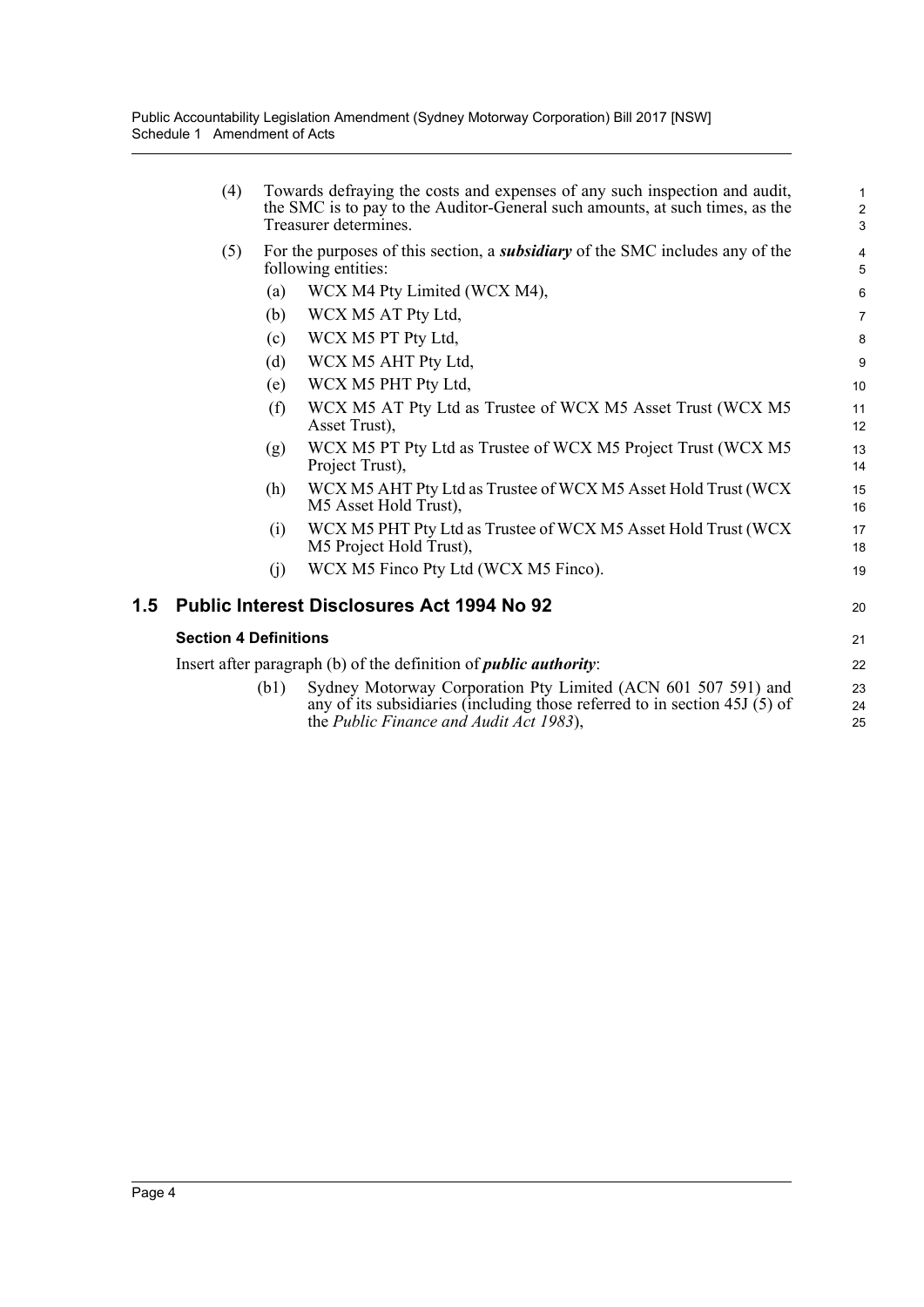(4) Towards defraying the costs and expenses of any such inspection and audit, the SMC is to pay to the Auditor-General such amounts, at such times, as the Treasurer determines.

(5) For the purposes of this section, a ***subsidiary*** of the SMC includes any of the following entities:

(a) WCX M4 Pty Limited (WCX M4),

(b) WCX M5 AT Pty Ltd,

(c) WCX M5 PT Pty Ltd,

(d) WCX M5 AHT Pty Ltd,

(e) WCX M5 PHT Pty Ltd,

(f) WCX M5 AT Pty Ltd as Trustee of WCX M5 Asset Trust (WCX M5 Asset Trust),

(g) WCX M5 PT Pty Ltd as Trustee of WCX M5 Project Trust (WCX M5 Project Trust),

(h) WCX M5 AHT Pty Ltd as Trustee of WCX M5 Asset Hold Trust (WCX M5 Asset Hold Trust),

(i) WCX M5 PHT Pty Ltd as Trustee of WCX M5 Asset Hold Trust (WCX M5 Project Hold Trust),

(j) WCX M5 Finco Pty Ltd (WCX M5 Finco).

## 1.5 Public Interest Disclosures Act 1994 No 92

### Section 4 Definitions

Insert after paragraph (b) of the definition of ***public authority***:

(b1) Sydney Motorway Corporation Pty Limited (ACN 601 507 591) and any of its subsidiaries (including those referred to in section 45J (5) of the *Public Finance and Audit Act 1983*),